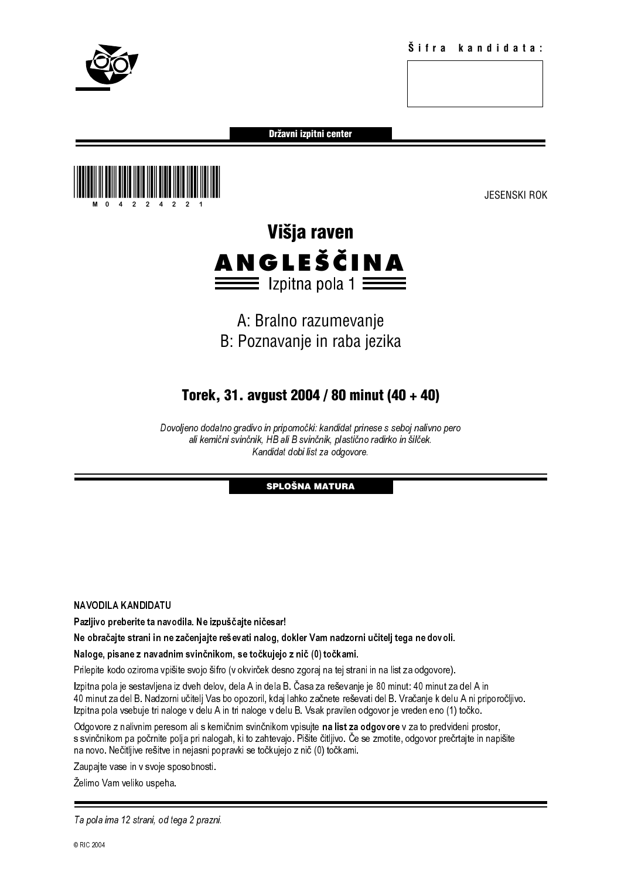**Šifra kandidata:**

Državni izpitni center

M 0 4 2 2 4 2 2 1

JESENSKI ROK

# Višja raven

# ANGLEŠČINA

## Izpitna pola 1

A: Bralno razumevanje

B: Poznavanje in raba jezika

### Torek, 31. avgust 2004 / 80 minut (40 + 40)

*Dovoljeno dodatno gradivo in pripomočki: kandidat prinese s seboj nalivno pero ali kemični svinčnik, HB ali B svinčnik, plastično radirko in šilček. Kandidat dobi list za odgovore.*

SPLOŠNA MATURA

NAVODILA KANDIDATU

**Pazljivo preberite ta navodila. Ne izpuščajte ničesar!**

**Ne obračajte strani in ne začenjajte reševati nalog, dokler Vam nadzorni učitelj tega ne dovoli.**

**Naloge, pisane z navadnim svinčnikom, se točkujejo z nič (0) točkami.**

Prilepite kodo oziroma vpišite svojo šifro (v okvirček desno zgoraj na tej strani in na list za odgovore).

Izpitna pola je sestavljena iz dveh delov, dela A in dela B. Časa za reševanje je 80 minut: 40 minut za del A in 40 minut za del B. Nadzorni učitelj Vas bo opozoril, kdaj lahko začnete reševati del B. Vračanje k delu A ni priporočljivo. Izpitna pola vsebuje tri naloge v delu A in tri naloge v delu B. Vsak pravilen odgovor je vreden eno (1) točko.

Odgovore z nalivnim peresom ali s kemičnim svinčnikom vpisujte **na list za odgovore** v za to predvideni prostor, s svinčnikom pa počrnite polja pri nalogah, ki to zahtevajo. Pišite čitljivo. Če se zmotite, odgovor prečrtajte in napišite na novo. Nečitljive rešitve in nejasni popravki se točkujejo z nič (0) točkami.

Zaupajte vase in v svoje sposobnosti.

Želimo Vam veliko uspeha.

*Ta pola ima 12 strani, od tega 2 prazni.*

© RIC 2004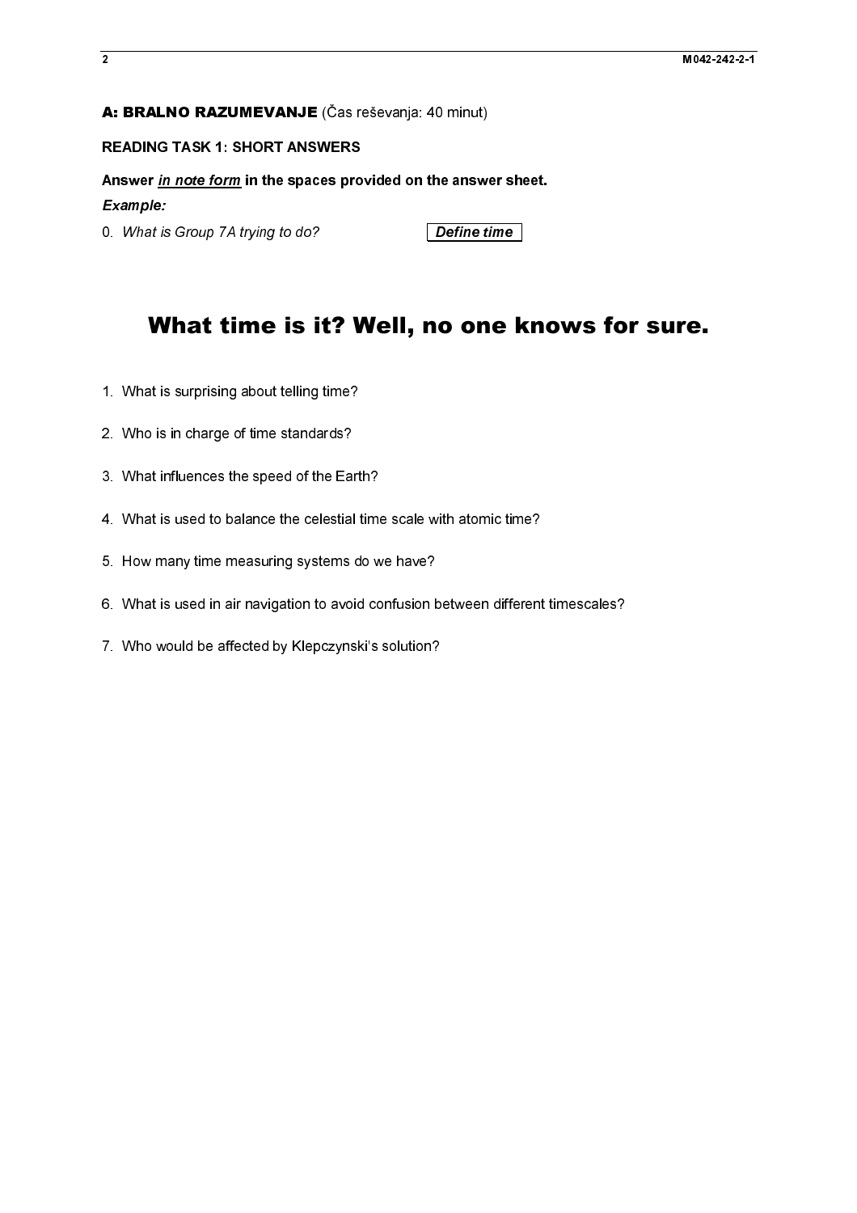**A: BRALNO RAZUMEVANJE** (Čas reševanja: 40 minut)

**READING TASK 1: SHORT ANSWERS**

**Answer *in note form* in the spaces provided on the answer sheet.**

***Example:***

0. *What is Group 7A trying to do?* **Define time**

# What time is it? Well, no one knows for sure.

1. What is surprising about telling time?
2. Who is in charge of time standards?
3. What influences the speed of the Earth?
4. What is used to balance the celestial time scale with atomic time?
5. How many time measuring systems do we have?
6. What is used in air navigation to avoid confusion between different timescales?
7. Who would be affected by Klepczynski's solution?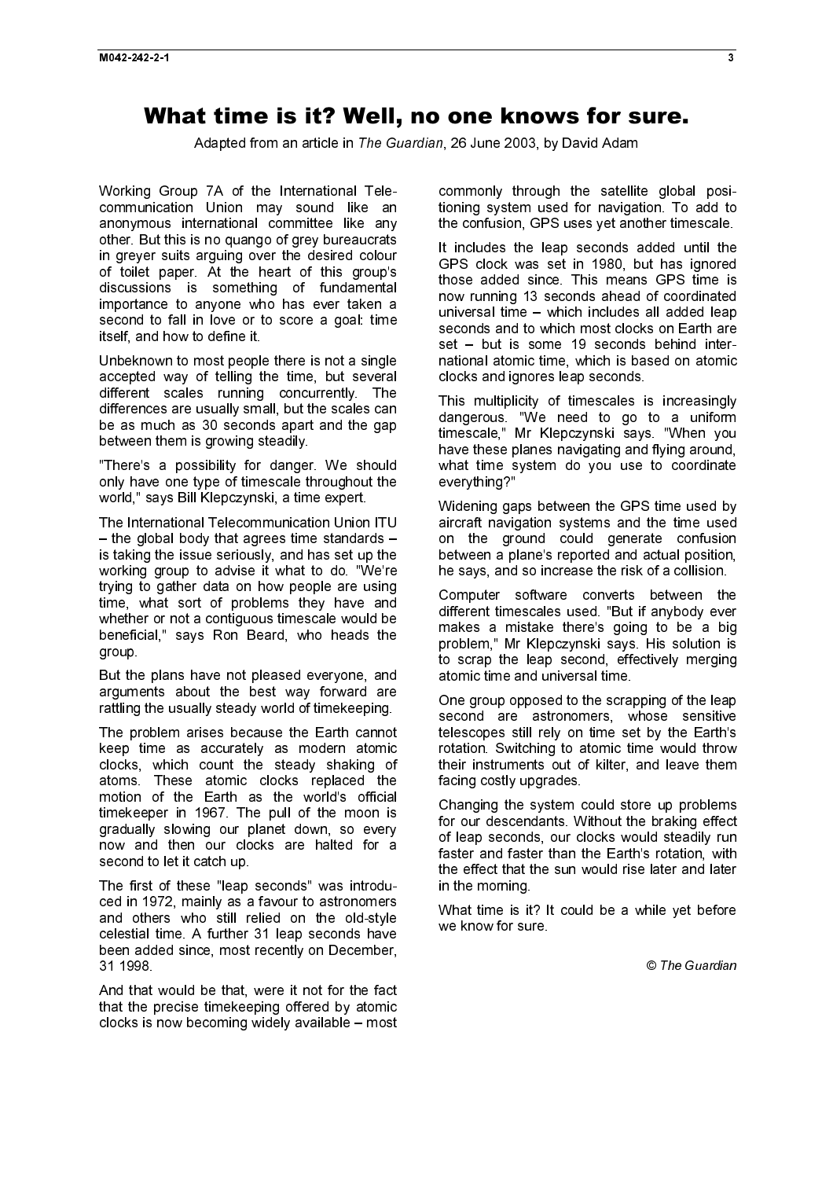# What time is it? Well, no one knows for sure.

Adapted from an article in *The Guardian*, 26 June 2003, by David Adam

Working Group 7A of the International Telecommunication Union may sound like an anonymous international committee like any other. But this is no quango of grey bureaucrats in greyer suits arguing over the desired colour of toilet paper. At the heart of this group's discussions is something of fundamental importance to anyone who has ever taken a second to fall in love or to score a goal: time itself, and how to define it.

Unbeknown to most people there is not a single accepted way of telling the time, but several different scales running concurrently. The differences are usually small, but the scales can be as much as 30 seconds apart and the gap between them is growing steadily.

"There's a possibility for danger. We should only have one type of timescale throughout the world," says Bill Klepczynski, a time expert.

The International Telecommunication Union ITU – the global body that agrees time standards – is taking the issue seriously, and has set up the working group to advise it what to do. "We're trying to gather data on how people are using time, what sort of problems they have and whether or not a contiguous timescale would be beneficial," says Ron Beard, who heads the group.

But the plans have not pleased everyone, and arguments about the best way forward are rattling the usually steady world of timekeeping.

The problem arises because the Earth cannot keep time as accurately as modern atomic clocks, which count the steady shaking of atoms. These atomic clocks replaced the motion of the Earth as the world's official timekeeper in 1967. The pull of the moon is gradually slowing our planet down, so every now and then our clocks are halted for a second to let it catch up.

The first of these "leap seconds" was introduced in 1972, mainly as a favour to astronomers and others who still relied on the old-style celestial time. A further 31 leap seconds have been added since, most recently on December, 31 1998.

And that would be that, were it not for the fact that the precise timekeeping offered by atomic clocks is now becoming widely available – most commonly through the satellite global positioning system used for navigation. To add to the confusion, GPS uses yet another timescale.

It includes the leap seconds added until the GPS clock was set in 1980, but has ignored those added since. This means GPS time is now running 13 seconds ahead of coordinated universal time – which includes all added leap seconds and to which most clocks on Earth are set – but is some 19 seconds behind international atomic time, which is based on atomic clocks and ignores leap seconds.

This multiplicity of timescales is increasingly dangerous. "We need to go to a uniform timescale," Mr Klepczynski says. "When you have these planes navigating and flying around, what time system do you use to coordinate everything?"

Widening gaps between the GPS time used by aircraft navigation systems and the time used on the ground could generate confusion between a plane's reported and actual position, he says, and so increase the risk of a collision.

Computer software converts between the different timescales used. "But if anybody ever makes a mistake there's going to be a big problem," Mr Klepczynski says. His solution is to scrap the leap second, effectively merging atomic time and universal time.

One group opposed to the scrapping of the leap second are astronomers, whose sensitive telescopes still rely on time set by the Earth's rotation. Switching to atomic time would throw their instruments out of kilter, and leave them facing costly upgrades.

Changing the system could store up problems for our descendants. Without the braking effect of leap seconds, our clocks would steadily run faster and faster than the Earth's rotation, with the effect that the sun would rise later and later in the morning.

What time is it? It could be a while yet before we know for sure.

© *The Guardian*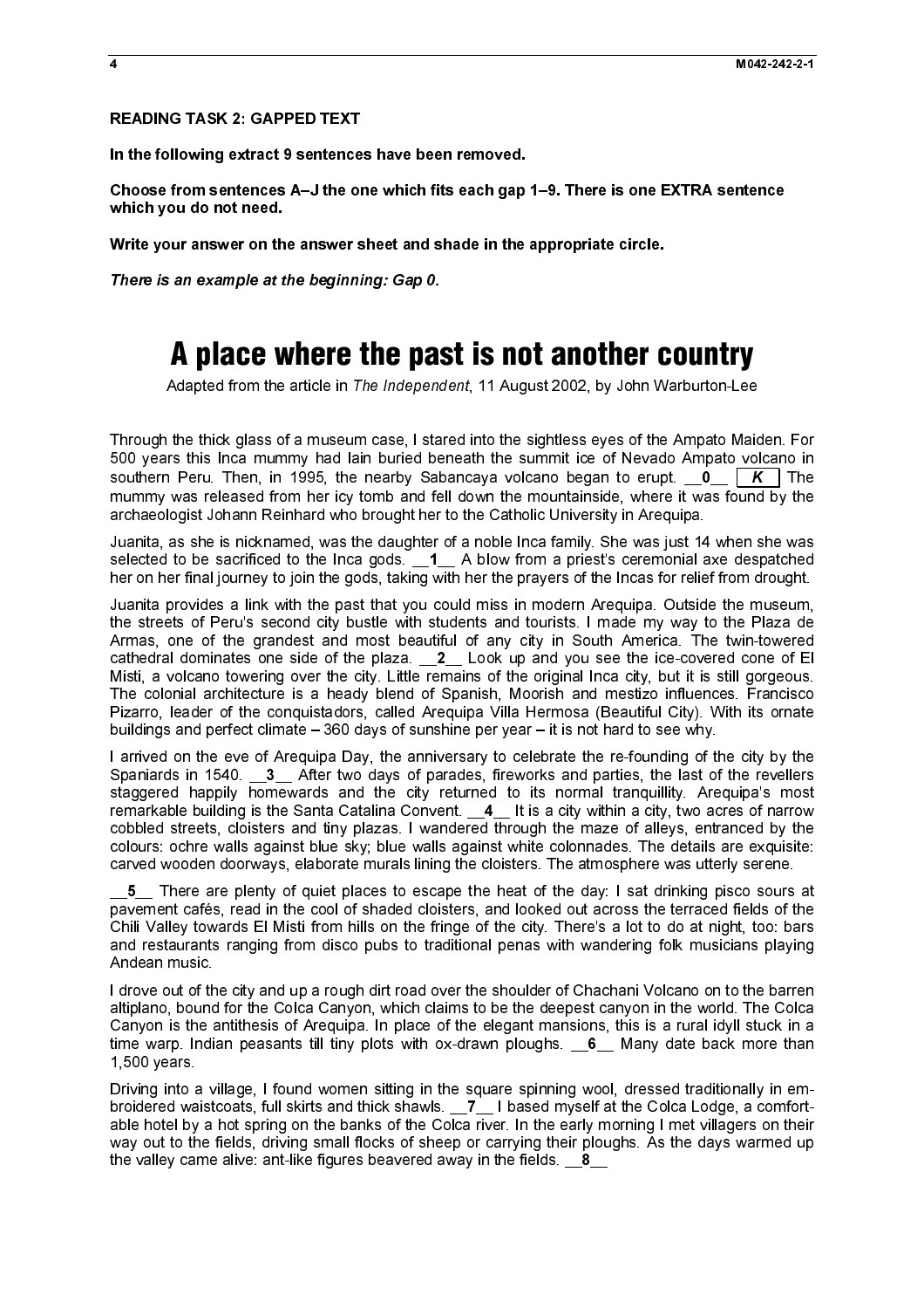**READING TASK 2: GAPPED TEXT**

**In the following extract 9 sentences have been removed.**

**Choose from sentences A–J the one which fits each gap 1–9. There is one EXTRA sentence which you do not need.**

**Write your answer on the answer sheet and shade in the appropriate circle.**

***There is an example at the beginning: Gap 0.***

# A place where the past is not another country

Adapted from the article in *The Independent*, 11 August 2002, by John Warburton-Lee

Through the thick glass of a museum case, I stared into the sightless eyes of the Ampato Maiden. For 500 years this Inca mummy had lain buried beneath the summit ice of Nevado Ampato volcano in southern Peru. Then, in 1995, the nearby Sabancaya volcano began to erupt. __**0**__ ***K*** The mummy was released from her icy tomb and fell down the mountainside, where it was found by the archaeologist Johann Reinhard who brought her to the Catholic University in Arequipa.

Juanita, as she is nicknamed, was the daughter of a noble Inca family. She was just 14 when she was selected to be sacrificed to the Inca gods. __**1**__ A blow from a priest's ceremonial axe despatched her on her final journey to join the gods, taking with her the prayers of the Incas for relief from drought.

Juanita provides a link with the past that you could miss in modern Arequipa. Outside the museum, the streets of Peru's second city bustle with students and tourists. I made my way to the Plaza de Armas, one of the grandest and most beautiful of any city in South America. The twin-towered cathedral dominates one side of the plaza. __**2**__ Look up and you see the ice-covered cone of El Misti, a volcano towering over the city. Little remains of the original Inca city, but it is still gorgeous. The colonial architecture is a heady blend of Spanish, Moorish and mestizo influences. Francisco Pizarro, leader of the conquistadors, called Arequipa Villa Hermosa (Beautiful City). With its ornate buildings and perfect climate – 360 days of sunshine per year – it is not hard to see why.

I arrived on the eve of Arequipa Day, the anniversary to celebrate the re-founding of the city by the Spaniards in 1540. __**3**__ After two days of parades, fireworks and parties, the last of the revellers staggered happily homewards and the city returned to its normal tranquillity. Arequipa's most remarkable building is the Santa Catalina Convent. __**4**__ It is a city within a city, two acres of narrow cobbled streets, cloisters and tiny plazas. I wandered through the maze of alleys, entranced by the colours: ochre walls against blue sky; blue walls against white colonnades. The details are exquisite: carved wooden doorways, elaborate murals lining the cloisters. The atmosphere was utterly serene.

__**5**__ There are plenty of quiet places to escape the heat of the day: I sat drinking pisco sours at pavement cafés, read in the cool of shaded cloisters, and looked out across the terraced fields of the Chili Valley towards El Misti from hills on the fringe of the city. There's a lot to do at night, too: bars and restaurants ranging from disco pubs to traditional penas with wandering folk musicians playing Andean music.

I drove out of the city and up a rough dirt road over the shoulder of Chachani Volcano on to the barren altiplano, bound for the Colca Canyon, which claims to be the deepest canyon in the world. The Colca Canyon is the antithesis of Arequipa. In place of the elegant mansions, this is a rural idyll stuck in a time warp. Indian peasants till tiny plots with ox-drawn ploughs. __**6**__ Many date back more than 1,500 years.

Driving into a village, I found women sitting in the square spinning wool, dressed traditionally in embroidered waistcoats, full skirts and thick shawls. __**7**__ I based myself at the Colca Lodge, a comfortable hotel by a hot spring on the banks of the Colca river. In the early morning I met villagers on their way out to the fields, driving small flocks of sheep or carrying their ploughs. As the days warmed up the valley came alive: ant-like figures beavered away in the fields. __**8**__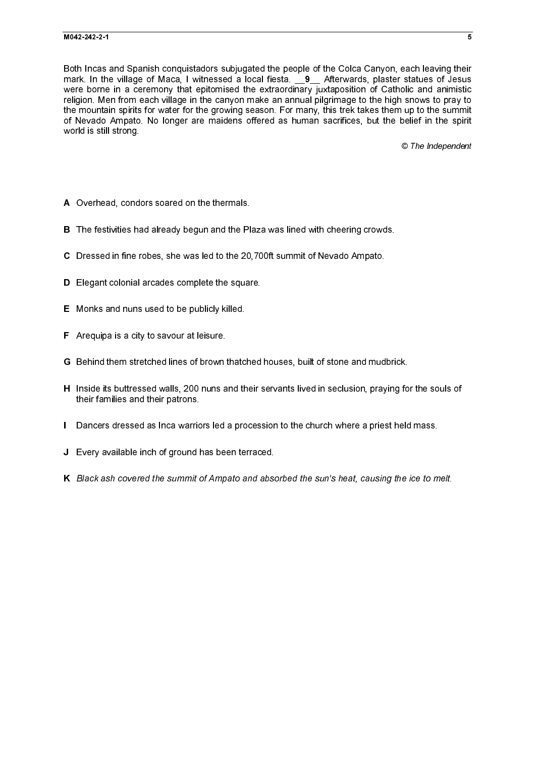Both Incas and Spanish conquistadors subjugated the people of the Colca Canyon, each leaving their mark. In the village of Maca, I witnessed a local fiesta. __**9**__ Afterwards, plaster statues of Jesus were borne in a ceremony that epitomised the extraordinary juxtaposition of Catholic and animistic religion. Men from each village in the canyon make an annual pilgrimage to the high snows to pray to the mountain spirits for water for the growing season. For many, this trek takes them up to the summit of Nevado Ampato. No longer are maidens offered as human sacrifices, but the belief in the spirit world is still strong.

© *The Independent*

**A** Overhead, condors soared on the thermals.

**B** The festivities had already begun and the Plaza was lined with cheering crowds.

**C** Dressed in fine robes, she was led to the 20,700ft summit of Nevado Ampato.

**D** Elegant colonial arcades complete the square.

**E** Monks and nuns used to be publicly killed.

**F** Arequipa is a city to savour at leisure.

**G** Behind them stretched lines of brown thatched houses, built of stone and mudbrick.

**H** Inside its buttressed walls, 200 nuns and their servants lived in seclusion, praying for the souls of their families and their patrons.

**I** Dancers dressed as Inca warriors led a procession to the church where a priest held mass.

**J** Every available inch of ground has been terraced.

**K** *Black ash covered the summit of Ampato and absorbed the sun's heat, causing the ice to melt.*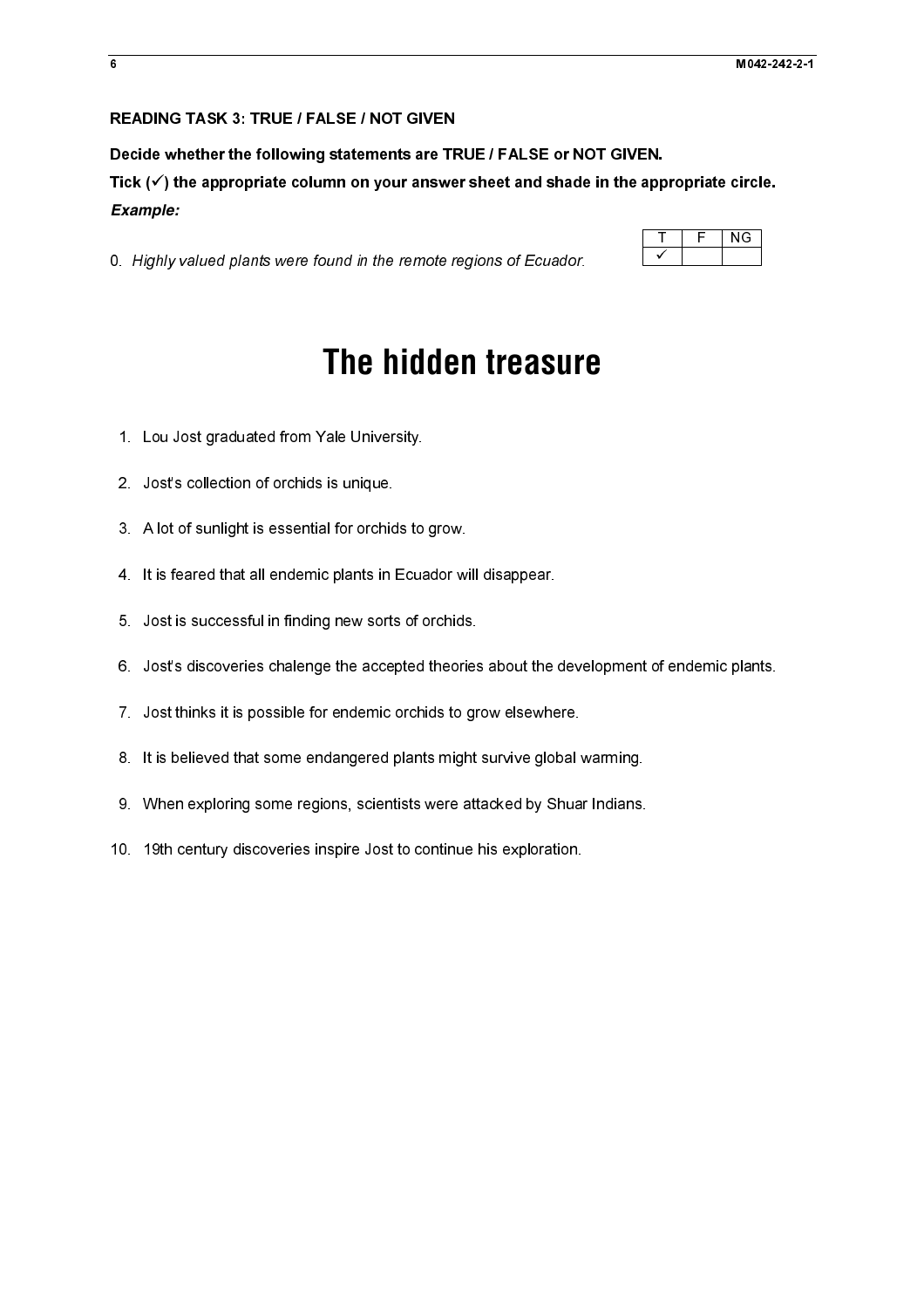**READING TASK 3: TRUE / FALSE / NOT GIVEN**

**Decide whether the following statements are TRUE / FALSE or NOT GIVEN.**

**Tick (✓) the appropriate column on your answer sheet and shade in the appropriate circle.**

***Example:***

0. *Highly valued plants were found in the remote regions of Ecuador.*

| T | F | NG |
|---|---|---|
| ✓ | | |

# The hidden treasure

1. Lou Jost graduated from Yale University.
2. Jost's collection of orchids is unique.
3. A lot of sunlight is essential for orchids to grow.
4. It is feared that all endemic plants in Ecuador will disappear.
5. Jost is successful in finding new sorts of orchids.
6. Jost's discoveries chalenge the accepted theories about the development of endemic plants.
7. Jost thinks it is possible for endemic orchids to grow elsewhere.
8. It is believed that some endangered plants might survive global warming.
9. When exploring some regions, scientists were attacked by Shuar Indians.
10. 19th century discoveries inspire Jost to continue his exploration.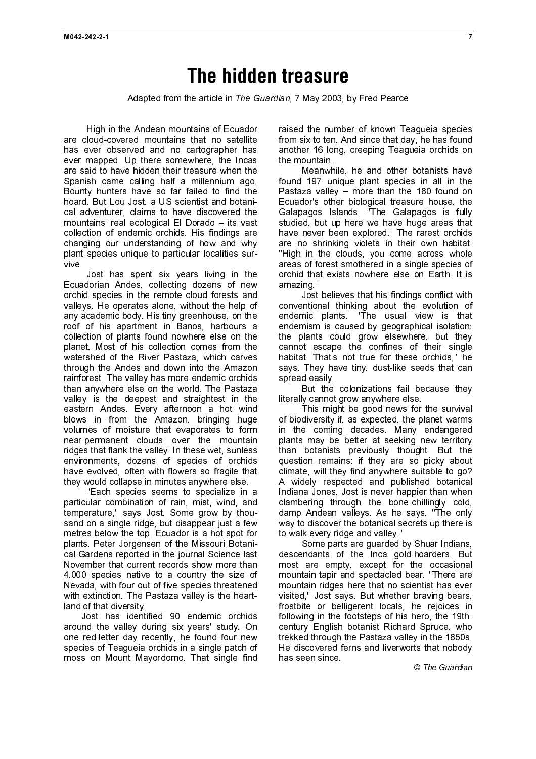# The hidden treasure

Adapted from the article in *The Guardian*, 7 May 2003, by Fred Pearce

High in the Andean mountains of Ecuador are cloud-covered mountains that no satellite has ever observed and no cartographer has ever mapped. Up there somewhere, the Incas are said to have hidden their treasure when the Spanish came calling half a millennium ago. Bounty hunters have so far failed to find the hoard. But Lou Jost, a US scientist and botanical adventurer, claims to have discovered the mountains' real ecological El Dorado – its vast collection of endemic orchids. His findings are changing our understanding of how and why plant species unique to particular localities survive.

Jost has spent six years living in the Ecuadorian Andes, collecting dozens of new orchid species in the remote cloud forests and valleys. He operates alone, without the help of any academic body. His tiny greenhouse, on the roof of his apartment in Banos, harbours a collection of plants found nowhere else on the planet. Most of his collection comes from the watershed of the River Pastaza, which carves through the Andes and down into the Amazon rainforest. The valley has more endemic orchids than anywhere else on the world. The Pastaza valley is the deepest and straightest in the eastern Andes. Every afternoon a hot wind blows in from the Amazon, bringing huge volumes of moisture that evaporates to form near-permanent clouds over the mountain ridges that flank the valley. In these wet, sunless environments, dozens of species of orchids have evolved, often with flowers so fragile that they would collapse in minutes anywhere else.

"Each species seems to specialize in a particular combination of rain, mist, wind, and temperature," says Jost. Some grow by thousand on a single ridge, but disappear just a few metres below the top. Ecuador is a hot spot for plants. Peter Jorgensen of the Missouri Botanical Gardens reported in the journal Science last November that current records show more than 4,000 species native to a country the size of Nevada, with four out of five species threatened with extinction. The Pastaza valley is the heartland of that diversity.

Jost has identified 90 endemic orchids around the valley during six years' study. On one red-letter day recently, he found four new species of Teagueia orchids in a single patch of moss on Mount Mayordomo. That single find raised the number of known Teagueia species from six to ten. And since that day, he has found another 16 long, creeping Teagueia orchids on the mountain.

Meanwhile, he and other botanists have found 197 unique plant species in all in the Pastaza valley – more than the 180 found on Ecuador's other biological treasure house, the Galapagos Islands. "The Galapagos is fully studied, but up here we have huge areas that have never been explored." The rarest orchids are no shrinking violets in their own habitat. "High in the clouds, you come across whole areas of forest smothered in a single species of orchid that exists nowhere else on Earth. It is amazing."

Jost believes that his findings conflict with conventional thinking about the evolution of endemic plants. "The usual view is that endemism is caused by geographical isolation: the plants could grow elsewhere, but they cannot escape the confines of their single habitat. That's not true for these orchids," he says. They have tiny, dust-like seeds that can spread easily.

But the colonizations fail because they literally cannot grow anywhere else.

This might be good news for the survival of biodiversity if, as expected, the planet warms in the coming decades. Many endangered plants may be better at seeking new territory than botanists previously thought. But the question remains: if they are so picky about climate, will they find anywhere suitable to go? A widely respected and published botanical Indiana Jones, Jost is never happier than when clambering through the bone-chillingly cold, damp Andean valleys. As he says, "The only way to discover the botanical secrets up there is to walk every ridge and valley."

Some parts are guarded by Shuar Indians, descendants of the Inca gold-hoarders. But most are empty, except for the occasional mountain tapir and spectacled bear. "There are mountain ridges here that no scientist has ever visited," Jost says. But whether braving bears, frostbite or belligerent locals, he rejoices in following in the footsteps of his hero, the 19th-century English botanist Richard Spruce, who trekked through the Pastaza valley in the 1850s. He discovered ferns and liverworts that nobody has seen since.

© *The Guardian*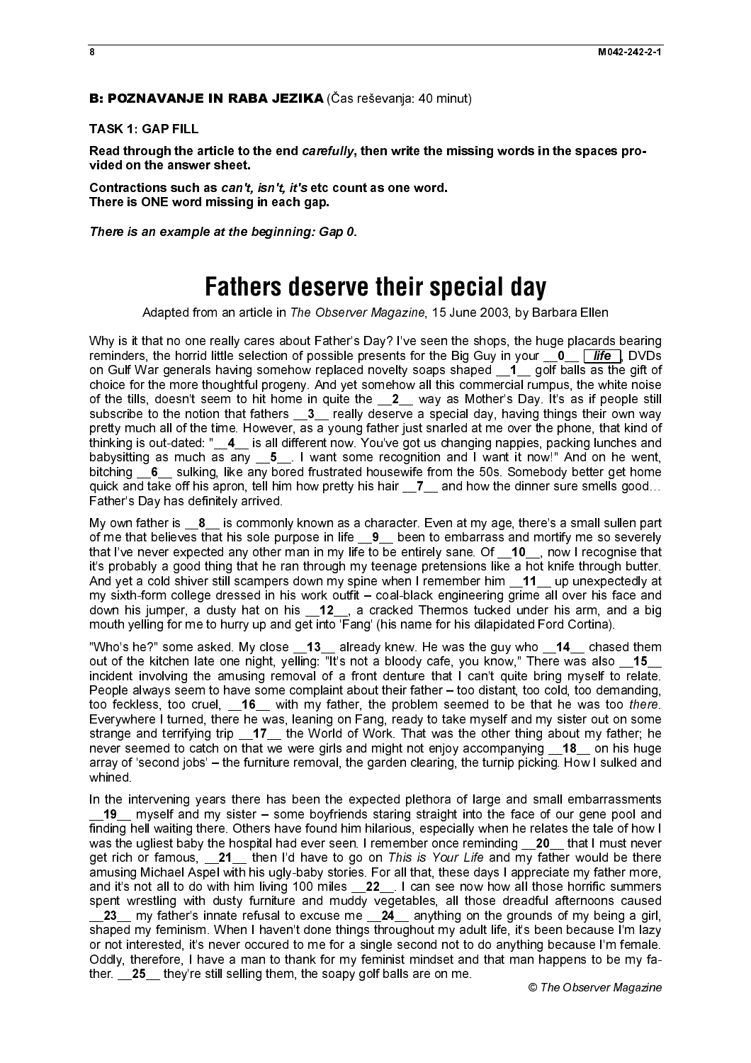**B: POZNAVANJE IN RABA JEZIKA** (Čas reševanja: 40 minut)

**TASK 1: GAP FILL**

**Read through the article to the end *carefully*, then write the missing words in the spaces provided on the answer sheet.**

**Contractions such as *can't, isn't, it's* etc count as one word.**
**There is ONE word missing in each gap.**

***There is an example at the beginning: Gap 0.***

# Fathers deserve their special day

Adapted from an article in *The Observer Magazine*, 15 June 2003, by Barbara Ellen

Why is it that no one really cares about Father's Day? I've seen the shops, the huge placards bearing reminders, the horrid little selection of possible presents for the Big Guy in your __**0**__ ***life***, DVDs on Gulf War generals having somehow replaced novelty soaps shaped __**1**__ golf balls as the gift of choice for the more thoughtful progeny. And yet somehow all this commercial rumpus, the white noise of the tills, doesn't seem to hit home in quite the __**2**__ way as Mother's Day. It's as if people still subscribe to the notion that fathers __**3**__ really deserve a special day, having things their own way pretty much all of the time. However, as a young father just snarled at me over the phone, that kind of thinking is out-dated: "__**4**__ is all different now. You've got us changing nappies, packing lunches and babysitting as much as any __**5**__. I want some recognition and I want it now!" And on he went, bitching __**6**__ sulking, like any bored frustrated housewife from the 50s. Somebody better get home quick and take off his apron, tell him how pretty his hair __**7**__ and how the dinner sure smells good… Father's Day has definitely arrived.

My own father is __**8**__ is commonly known as a character. Even at my age, there's a small sullen part of me that believes that his sole purpose in life __**9**__ been to embarrass and mortify me so severely that I've never expected any other man in my life to be entirely sane. Of __**10**__, now I recognise that it's probably a good thing that he ran through my teenage pretensions like a hot knife through butter. And yet a cold shiver still scampers down my spine when I remember him __**11**__ up unexpectedly at my sixth-form college dressed in his work outfit – coal-black engineering grime all over his face and down his jumper, a dusty hat on his __**12**__, a cracked Thermos tucked under his arm, and a big mouth yelling for me to hurry up and get into 'Fang' (his name for his dilapidated Ford Cortina).

"Who's he?" some asked. My close __**13**__ already knew. He was the guy who __**14**__ chased them out of the kitchen late one night, yelling: "It's not a bloody cafe, you know," There was also __**15**__ incident involving the amusing removal of a front denture that I can't quite bring myself to relate. People always seem to have some complaint about their father – too distant, too cold, too demanding, too feckless, too cruel, __**16**__ with my father, the problem seemed to be that he was too *there*. Everywhere I turned, there he was, leaning on Fang, ready to take myself and my sister out on some strange and terrifying trip __**17**__ the World of Work. That was the other thing about my father; he never seemed to catch on that we were girls and might not enjoy accompanying __**18**__ on his huge array of 'second jobs' – the furniture removal, the garden clearing, the turnip picking. How I sulked and whined.

In the intervening years there has been the expected plethora of large and small embarrassments __**19**__ myself and my sister – some boyfriends staring straight into the face of our gene pool and finding hell waiting there. Others have found him hilarious, especially when he relates the tale of how I was the ugliest baby the hospital had ever seen. I remember once reminding __**20**__ that I must never get rich or famous, __**21**__ then I'd have to go on *This is Your Life* and my father would be there amusing Michael Aspel with his ugly-baby stories. For all that, these days I appreciate my father more, and it's not all to do with him living 100 miles __**22**__. I can see now how all those horrific summers spent wrestling with dusty furniture and muddy vegetables, all those dreadful afternoons caused __**23**__ my father's innate refusal to excuse me __**24**__ anything on the grounds of my being a girl, shaped my feminism. When I haven't done things throughout my adult life, it's been because I'm lazy or not interested, it's never occured to me for a single second not to do anything because I'm female. Oddly, therefore, I have a man to thank for my feminist mindset and that man happens to be my father. __**25**__ they're still selling them, the soapy golf balls are on me.

© *The Observer Magazine*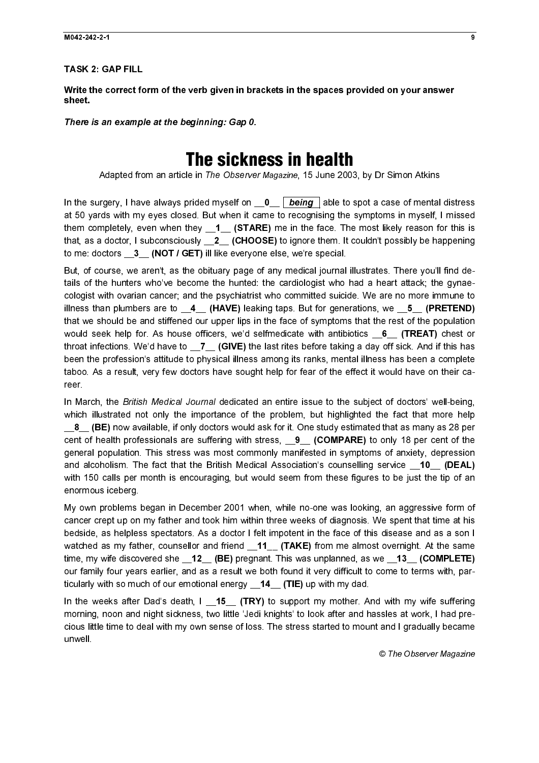**TASK 2: GAP FILL**

**Write the correct form of the verb given in brackets in the spaces provided on your answer sheet.**

***There is an example at the beginning: Gap 0.***

# The sickness in health

Adapted from an article in *The Observer Magazine*, 15 June 2003, by Dr Simon Atkins

In the surgery, I have always prided myself on __**0**__ ***being*** able to spot a case of mental distress at 50 yards with my eyes closed. But when it came to recognising the symptoms in myself, I missed them completely, even when they __**1**__ **(STARE)** me in the face. The most likely reason for this is that, as a doctor, I subconsciously __**2**__ **(CHOOSE)** to ignore them. It couldn't possibly be happening to me: doctors __**3**__ **(NOT / GET)** ill like everyone else, we're special.

But, of course, we aren't, as the obituary page of any medical journal illustrates. There you'll find details of the hunters who've become the hunted: the cardiologist who had a heart attack; the gynaecologist with ovarian cancer; and the psychiatrist who committed suicide. We are no more immune to illness than plumbers are to __**4**__ **(HAVE)** leaking taps. But for generations, we __**5**__ **(PRETEND)** that we should be and stiffened our upper lips in the face of symptoms that the rest of the population would seek help for. As house officers, we'd selfmedicate with antibiotics __**6**__ **(TREAT)** chest or throat infections. We'd have to __**7**__ **(GIVE)** the last rites before taking a day off sick. And if this has been the profession's attitude to physical illness among its ranks, mental illness has been a complete taboo. As a result, very few doctors have sought help for fear of the effect it would have on their career.

In March, the *British Medical Journal* dedicated an entire issue to the subject of doctors' well-being, which illustrated not only the importance of the problem, but highlighted the fact that more help __**8**__ **(BE)** now available, if only doctors would ask for it. One study estimated that as many as 28 per cent of health professionals are suffering with stress, __**9**__ **(COMPARE)** to only 18 per cent of the general population. This stress was most commonly manifested in symptoms of anxiety, depression and alcoholism. The fact that the British Medical Association's counselling service __**10**__ **(DEAL)** with 150 calls per month is encouraging, but would seem from these figures to be just the tip of an enormous iceberg.

My own problems began in December 2001 when, while no-one was looking, an aggressive form of cancer crept up on my father and took him within three weeks of diagnosis. We spent that time at his bedside, as helpless spectators. As a doctor I felt impotent in the face of this disease and as a son I watched as my father, counsellor and friend __**11**__ **(TAKE)** from me almost overnight. At the same time, my wife discovered she __**12**__ **(BE)** pregnant. This was unplanned, as we __**13**__ **(COMPLETE)** our family four years earlier, and as a result we both found it very difficult to come to terms with, particularly with so much of our emotional energy __**14**__ **(TIE)** up with my dad.

In the weeks after Dad's death, I __**15**__ **(TRY)** to support my mother. And with my wife suffering morning, noon and night sickness, two little 'Jedi knights' to look after and hassles at work, I had precious little time to deal with my own sense of loss. The stress started to mount and I gradually became unwell.

© *The Observer Magazine*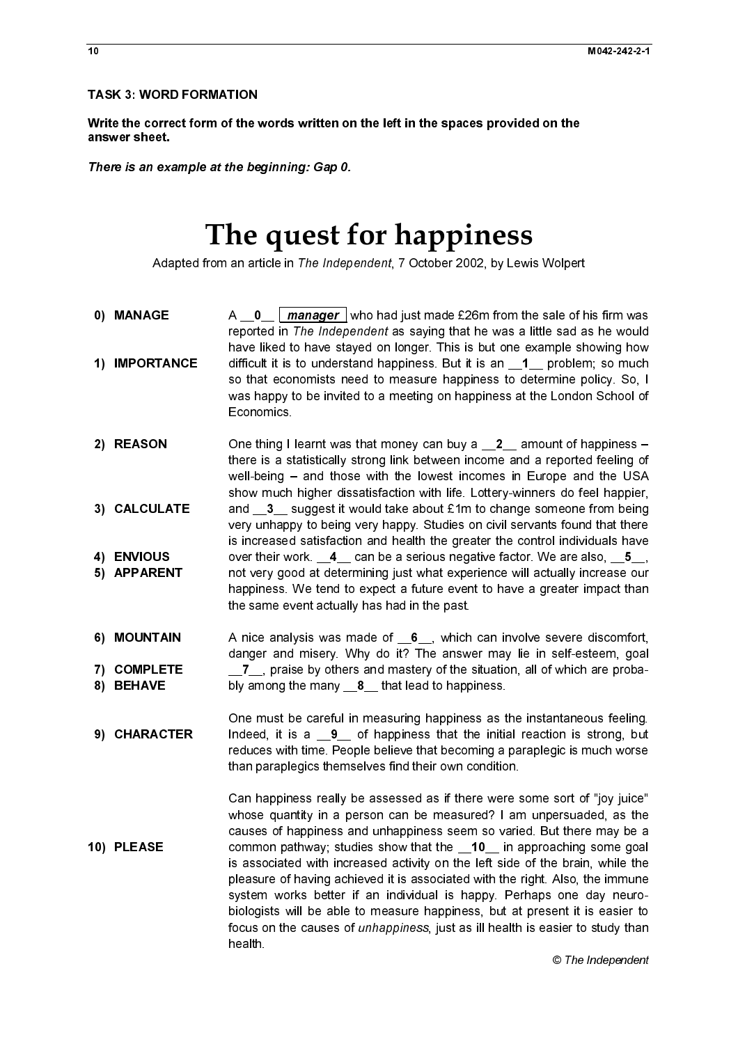**TASK 3: WORD FORMATION**

**Write the correct form of the words written on the left in the spaces provided on the answer sheet.**

***There is an example at the beginning: Gap 0.***

# The quest for happiness

Adapted from an article in *The Independent*, 7 October 2002, by Lewis Wolpert

| | |
|---|---|
| **0) MANAGE** | A __**0**__ ***manager*** who had just made £26m from the sale of his firm was reported in *The Independent* as saying that he was a little sad as he would have liked to have stayed on longer. This is but one example showing how |
| **1) IMPORTANCE** | difficult it is to understand happiness. But it is an __**1**__ problem; so much so that economists need to measure happiness to determine policy. So, I was happy to be invited to a meeting on happiness at the London School of Economics. |
| **2) REASON** | One thing I learnt was that money can buy a __**2**__ amount of happiness – there is a statistically strong link between income and a reported feeling of well-being – and those with the lowest incomes in Europe and the USA show much higher dissatisfaction with life. Lottery-winners do feel happier, |
| **3) CALCULATE** | and __**3**__ suggest it would take about £1m to change someone from being very unhappy to being very happy. Studies on civil servants found that there is increased satisfaction and health the greater the control individuals have |
| **4) ENVIOUS** | over their work. __**4**__ can be a serious negative factor. We are also, __**5**__, |
| **5) APPARENT** | not very good at determining just what experience will actually increase our happiness. We tend to expect a future event to have a greater impact than the same event actually has had in the past. |
| **6) MOUNTAIN** | A nice analysis was made of __**6**__, which can involve severe discomfort, danger and misery. Why do it? The answer may lie in self-esteem, goal |
| **7) COMPLETE** | __**7**__, praise by others and mastery of the situation, all of which are proba- |
| **8) BEHAVE** | bly among the many __**8**__ that lead to happiness. |
| | One must be careful in measuring happiness as the instantaneous feeling. |
| **9) CHARACTER** | Indeed, it is a __**9**__ of happiness that the initial reaction is strong, but reduces with time. People believe that becoming a paraplegic is much worse than paraplegics themselves find their own condition. |
| | Can happiness really be assessed as if there were some sort of "joy juice" whose quantity in a person can be measured? I am unpersuaded, as the causes of happiness and unhappiness seem so varied. But there may be a |
| **10) PLEASE** | common pathway; studies show that the __**10**__ in approaching some goal is associated with increased activity on the left side of the brain, while the pleasure of having achieved it is associated with the right. Also, the immune system works better if an individual is happy. Perhaps one day neurobiologists will be able to measure happiness, but at present it is easier to focus on the causes of *unhappiness*, just as ill health is easier to study than health. |

© The Independent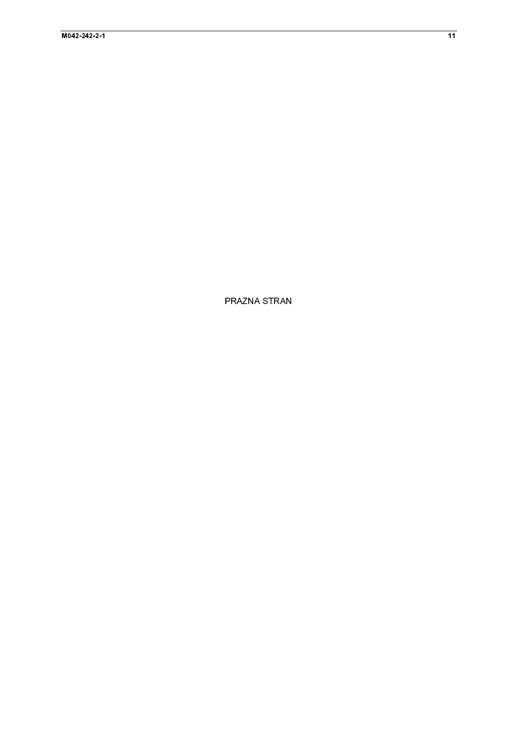PRAZNA STRAN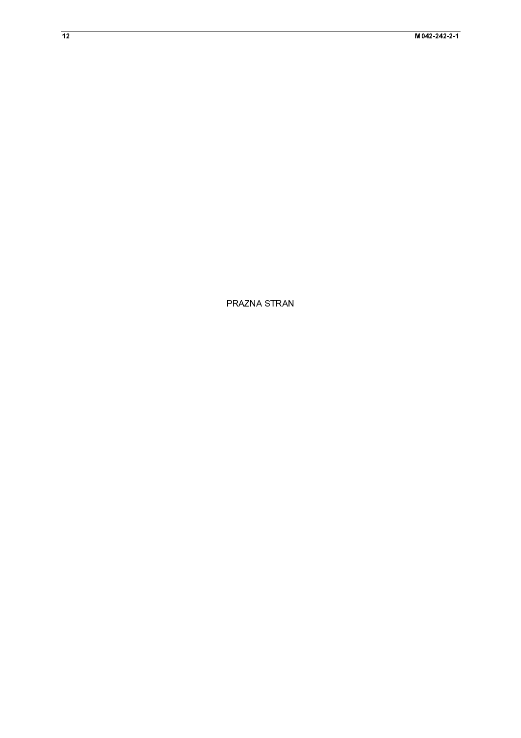PRAZNA STRAN